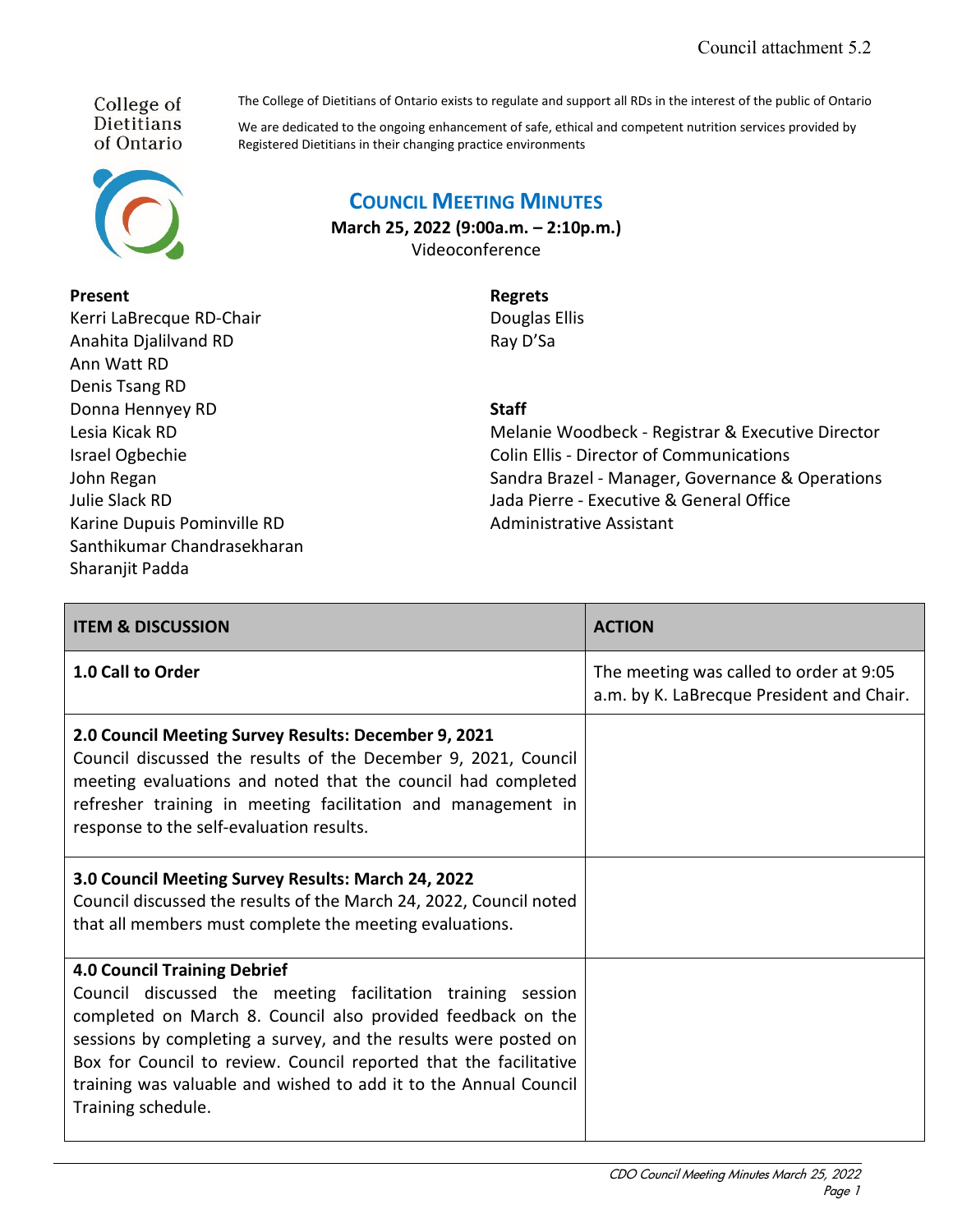Council attachment 5.2

College of Dietitians of Ontario

The College of Dietitians of Ontario exists to regulate and support all RDs in the interest of the public of Ontario

We are dedicated to the ongoing enhancement of safe, ethical and competent nutrition services provided by Registered Dietitians in their changing practice environments

# COUNCIL MEETING MINUTES

**March 25, 2022 (9:00a.m. – 2:10p.m.)**
Videoconference

**Present**
Kerri LaBrecque RD-Chair
Anahita Djalilvand RD
Ann Watt RD
Denis Tsang RD
Donna Hennyey RD
Lesia Kicak RD
Israel Ogbechie
John Regan
Julie Slack RD
Karine Dupuis Pominville RD
Santhikumar Chandrasekharan
Sharanjit Padda

**Regrets**
Douglas Ellis
Ray D'Sa

**Staff**
Melanie Woodbeck - Registrar & Executive Director
Colin Ellis - Director of Communications
Sandra Brazel - Manager, Governance & Operations
Jada Pierre - Executive & General Office Administrative Assistant

| ITEM & DISCUSSION | ACTION |
|---|---|
| **1.0 Call to Order** | The meeting was called to order at 9:05 a.m. by K. LaBrecque President and Chair. |
| **2.0 Council Meeting Survey Results: December 9, 2021**<br>Council discussed the results of the December 9, 2021, Council meeting evaluations and noted that the council had completed refresher training in meeting facilitation and management in response to the self-evaluation results. | |
| **3.0 Council Meeting Survey Results: March 24, 2022**<br>Council discussed the results of the March 24, 2022, Council noted that all members must complete the meeting evaluations. | |
| **4.0 Council Training Debrief**<br>Council discussed the meeting facilitation training session completed on March 8. Council also provided feedback on the sessions by completing a survey, and the results were posted on Box for Council to review. Council reported that the facilitative training was valuable and wished to add it to the Annual Council Training schedule. | |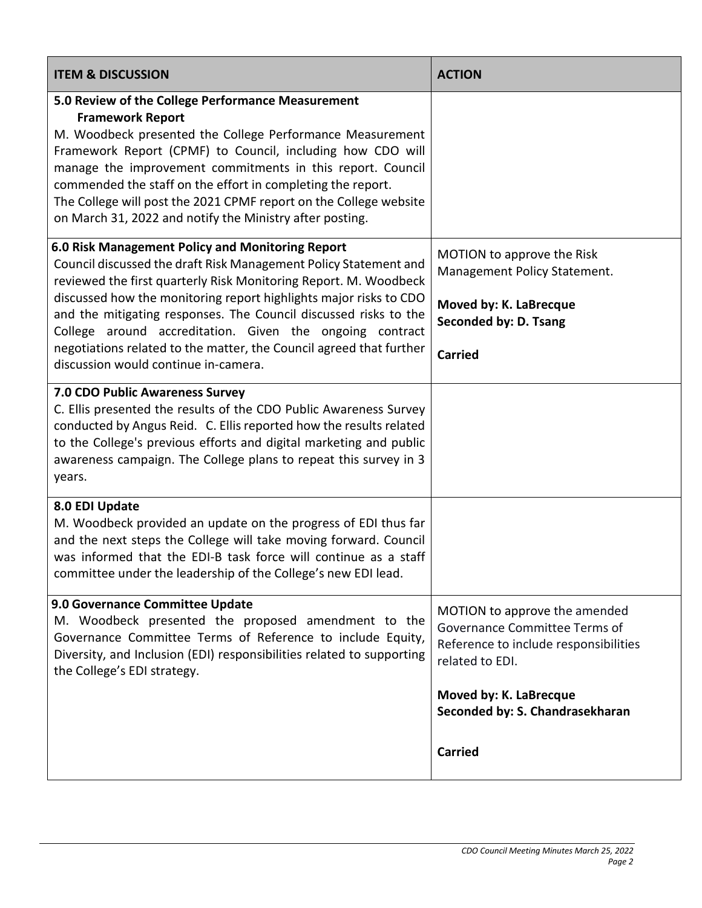| ITEM & DISCUSSION | ACTION |
|---|---|
| **5.0 Review of the College Performance Measurement Framework Report**<br>M. Woodbeck presented the College Performance Measurement Framework Report (CPMF) to Council, including how CDO will manage the improvement commitments in this report. Council commended the staff on the effort in completing the report.<br>The College will post the 2021 CPMF report on the College website on March 31, 2022 and notify the Ministry after posting. | |
| **6.0 Risk Management Policy and Monitoring Report**<br>Council discussed the draft Risk Management Policy Statement and reviewed the first quarterly Risk Monitoring Report. M. Woodbeck discussed how the monitoring report highlights major risks to CDO and the mitigating responses. The Council discussed risks to the College around accreditation. Given the ongoing contract negotiations related to the matter, the Council agreed that further discussion would continue in-camera. | MOTION to approve the Risk Management Policy Statement.<br><br>**Moved by: K. LaBrecque**<br>**Seconded by: D. Tsang**<br><br>**Carried** |
| **7.0 CDO Public Awareness Survey**<br>C. Ellis presented the results of the CDO Public Awareness Survey conducted by Angus Reid. C. Ellis reported how the results related to the College's previous efforts and digital marketing and public awareness campaign. The College plans to repeat this survey in 3 years. | |
| **8.0 EDI Update**<br>M. Woodbeck provided an update on the progress of EDI thus far and the next steps the College will take moving forward. Council was informed that the EDI-B task force will continue as a staff committee under the leadership of the College's new EDI lead. | |
| **9.0 Governance Committee Update**<br>M. Woodbeck presented the proposed amendment to the Governance Committee Terms of Reference to include Equity, Diversity, and Inclusion (EDI) responsibilities related to supporting the College's EDI strategy. | MOTION to approve the amended Governance Committee Terms of Reference to include responsibilities related to EDI.<br><br>**Moved by: K. LaBrecque**<br>**Seconded by: S. Chandrasekharan**<br><br>**Carried** |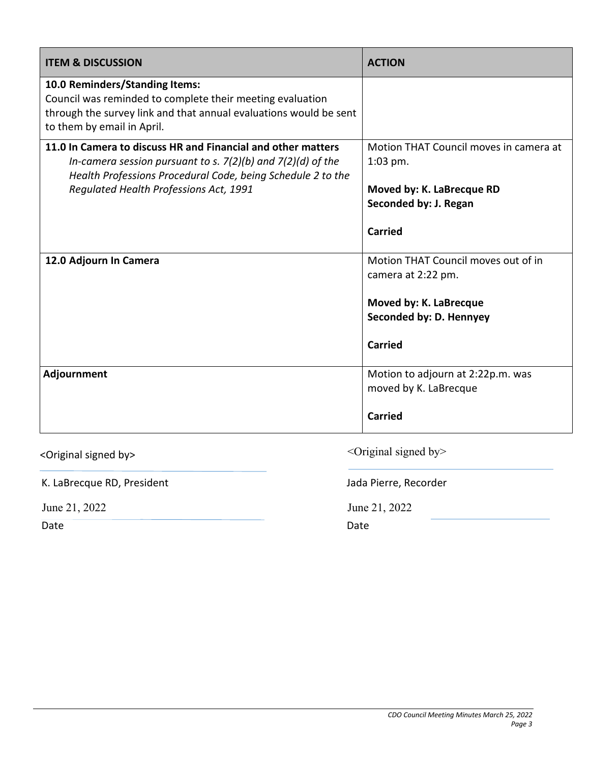| ITEM & DISCUSSION | ACTION |
| --- | --- |
| **10.0 Reminders/Standing Items:**<br>Council was reminded to complete their meeting evaluation through the survey link and that annual evaluations would be sent to them by email in April. | |
| **11.0 In Camera to discuss HR and Financial and other matters**<br>*In-camera session pursuant to s. 7(2)(b) and 7(2)(d) of the Health Professions Procedural Code, being Schedule 2 to the Regulated Health Professions Act, 1991* | Motion THAT Council moves in camera at 1:03 pm.<br><br>**Moved by: K. LaBrecque RD**<br>**Seconded by: J. Regan**<br><br>**Carried** |
| **12.0 Adjourn In Camera** | Motion THAT Council moves out of in camera at 2:22 pm.<br><br>**Moved by: K. LaBrecque**<br>**Seconded by: D. Hennyey**<br><br>**Carried** |
| **Adjournment** | Motion to adjourn at 2:22p.m. was moved by K. LaBrecque<br><br>**Carried** |

<Original signed by>

K. LaBrecque RD, President

June 21, 2022

Date

<Original signed by>

Jada Pierre, Recorder

June 21, 2022

Date